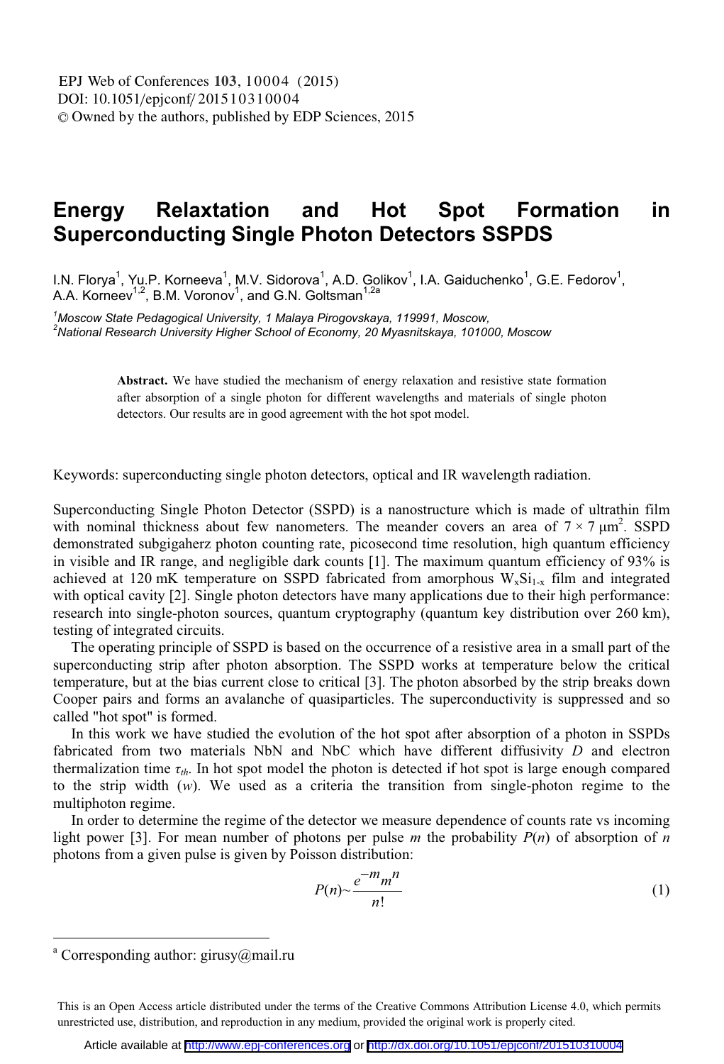# Energy Relaxtation and Hot Spot Formation in Superconducting Single Photon Detectors SSPDS

I.N. Florya[1], Yu.P. Korneeva[1], M.V. Sidorova[1], A.D. Golikov[1], I.A. Gaiduchenko[1], G.E. Fedorov[1], A.A. Korneev[1,2], B.M. Voronov[1], and G.N. Goltsman[1,2a]

[1]*Moscow State Pedagogical University, 1 Malaya Pirogovskaya, 119991, Moscow,*
[2]*National Research University Higher School of Economy, 20 Myasnitskaya, 101000, Moscow*

**Abstract.** We have studied the mechanism of energy relaxation and resistive state formation after absorption of a single photon for different wavelengths and materials of single photon detectors. Our results are in good agreement with the hot spot model.

Keywords: superconducting single photon detectors, optical and IR wavelength radiation.

Superconducting Single Photon Detector (SSPD) is a nanostructure which is made of ultrathin film with nominal thickness about few nanometers. The meander covers an area of $7 \times 7\ \mu m^2$. SSPD demonstrated subgigaherz photon counting rate, picosecond time resolution, high quantum efficiency in visible and IR range, and negligible dark counts [1]. The maximum quantum efficiency of 93% is achieved at 120 mK temperature on SSPD fabricated from amorphous $W_xSi_{1-x}$ film and integrated with optical cavity [2]. Single photon detectors have many applications due to their high performance: research into single-photon sources, quantum cryptography (quantum key distribution over 260 km), testing of integrated circuits.

The operating principle of SSPD is based on the occurrence of a resistive area in a small part of the superconducting strip after photon absorption. The SSPD works at temperature below the critical temperature, but at the bias current close to critical [3]. The photon absorbed by the strip breaks down Cooper pairs and forms an avalanche of quasiparticles. The superconductivity is suppressed and so called "hot spot" is formed.

In this work we have studied the evolution of the hot spot after absorption of a photon in SSPDs fabricated from two materials NbN and NbC which have different diffusivity $D$ and electron thermalization time $\tau_{th}$. In hot spot model the photon is detected if hot spot is large enough compared to the strip width ($w$). We used as a criteria the transition from single-photon regime to the multiphoton regime.

In order to determine the regime of the detector we measure dependence of counts rate vs incoming light power [3]. For mean number of photons per pulse $m$ the probability $P(n)$ of absorption of $n$ photons from a given pulse is given by Poisson distribution:

$$P(n) \sim \frac{e^{-m} m^n}{n!} \tag{1}$$

[a] Corresponding author: girusy@mail.ru

This is an Open Access article distributed under the terms of the Creative Commons Attribution License 4.0, which permits unrestricted use, distribution, and reproduction in any medium, provided the original work is properly cited.

Article available at http://www.epj-conferences.org or http://dx.doi.org/10.1051/epjconf/201510310004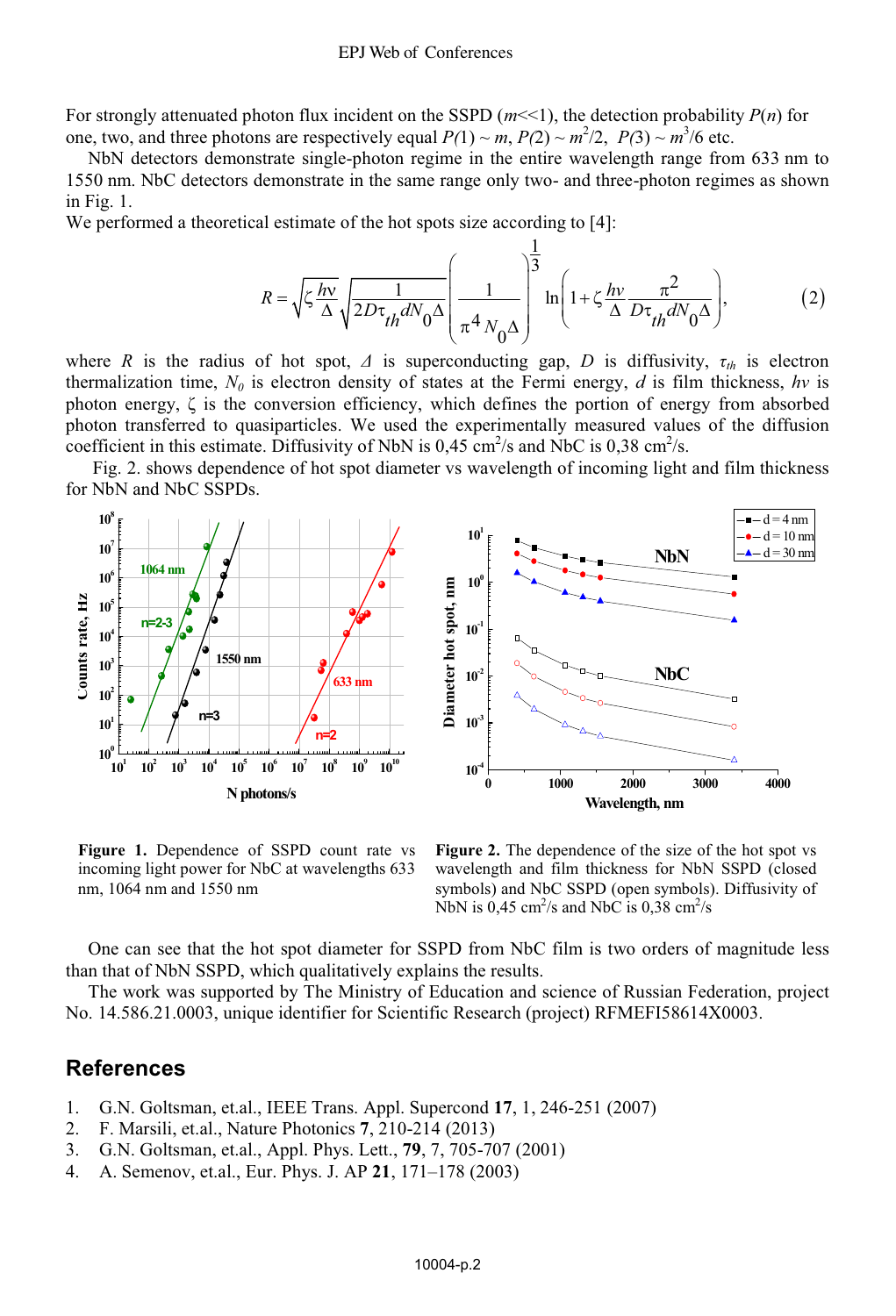For strongly attenuated photon flux incident on the SSPD ($m<<1$), the detection probability $P(n)$ for one, two, and three photons are respectively equal $P(1) \sim m$, $P(2) \sim m^2/2$, $P(3) \sim m^3/6$ etc.

NbN detectors demonstrate single-photon regime in the entire wavelength range from 633 nm to 1550 nm. NbC detectors demonstrate in the same range only two- and three-photon regimes as shown in Fig. 1.

We performed a theoretical estimate of the hot spots size according to [4]:

$$R = \sqrt{\zeta \frac{h\nu}{\Delta}} \sqrt{\frac{1}{2D\tau_{th} dN_0 \Delta}} \left( \frac{1}{\pi^4 N_0 \Delta} \right)^{\frac{1}{3}} \ln\left( 1 + \zeta \frac{h\nu}{\Delta} \frac{\pi^2}{D\tau_{th} dN_0 \Delta} \right), \qquad (2)$$

where $R$ is the radius of hot spot, $\Delta$ is superconducting gap, $D$ is diffusivity, $\tau_{th}$ is electron thermalization time, $N_0$ is electron density of states at the Fermi energy, $d$ is film thickness, $h\nu$ is photon energy, $\zeta$ is the conversion efficiency, which defines the portion of energy from absorbed photon transferred to quasiparticles. We used the experimentally measured values of the diffusion coefficient in this estimate. Diffusivity of NbN is 0,45 $cm^2$/s and NbC is 0,38 $cm^2$/s.

Fig. 2. shows dependence of hot spot diameter vs wavelength of incoming light and film thickness for NbN and NbC SSPDs.

Counts rate, Hz
N photons/s
1064 nm
n=2-3
1550 nm
n=3
633 nm
n=2

**Figure 1.** Dependence of SSPD count rate vs incoming light power for NbC at wavelengths 633 nm, 1064 nm and 1550 nm

Diameter hot spot, nm
Wavelength, nm
d = 4 nm
d = 10 nm
d = 30 nm
NbN
NbC

**Figure 2.** The dependence of the size of the hot spot vs wavelength and film thickness for NbN SSPD (closed symbols) and NbC SSPD (open symbols). Diffusivity of NbN is 0,45 $cm^2$/s and NbC is 0,38 $cm^2$/s

One can see that the hot spot diameter for SSPD from NbC film is two orders of magnitude less than that of NbN SSPD, which qualitatively explains the results.

The work was supported by The Ministry of Education and science of Russian Federation, project No. 14.586.21.0003, unique identifier for Scientific Research (project) RFMEFI58614X0003.

## References

1. G.N. Goltsman, et.al., IEEE Trans. Appl. Supercond **17**, 1, 246-251 (2007)
2. F. Marsili, et.al., Nature Photonics **7**, 210-214 (2013)
3. G.N. Goltsman, et.al., Appl. Phys. Lett., **79**, 7, 705-707 (2001)
4. A. Semenov, et.al., Eur. Phys. J. AP **21**, 171–178 (2003)